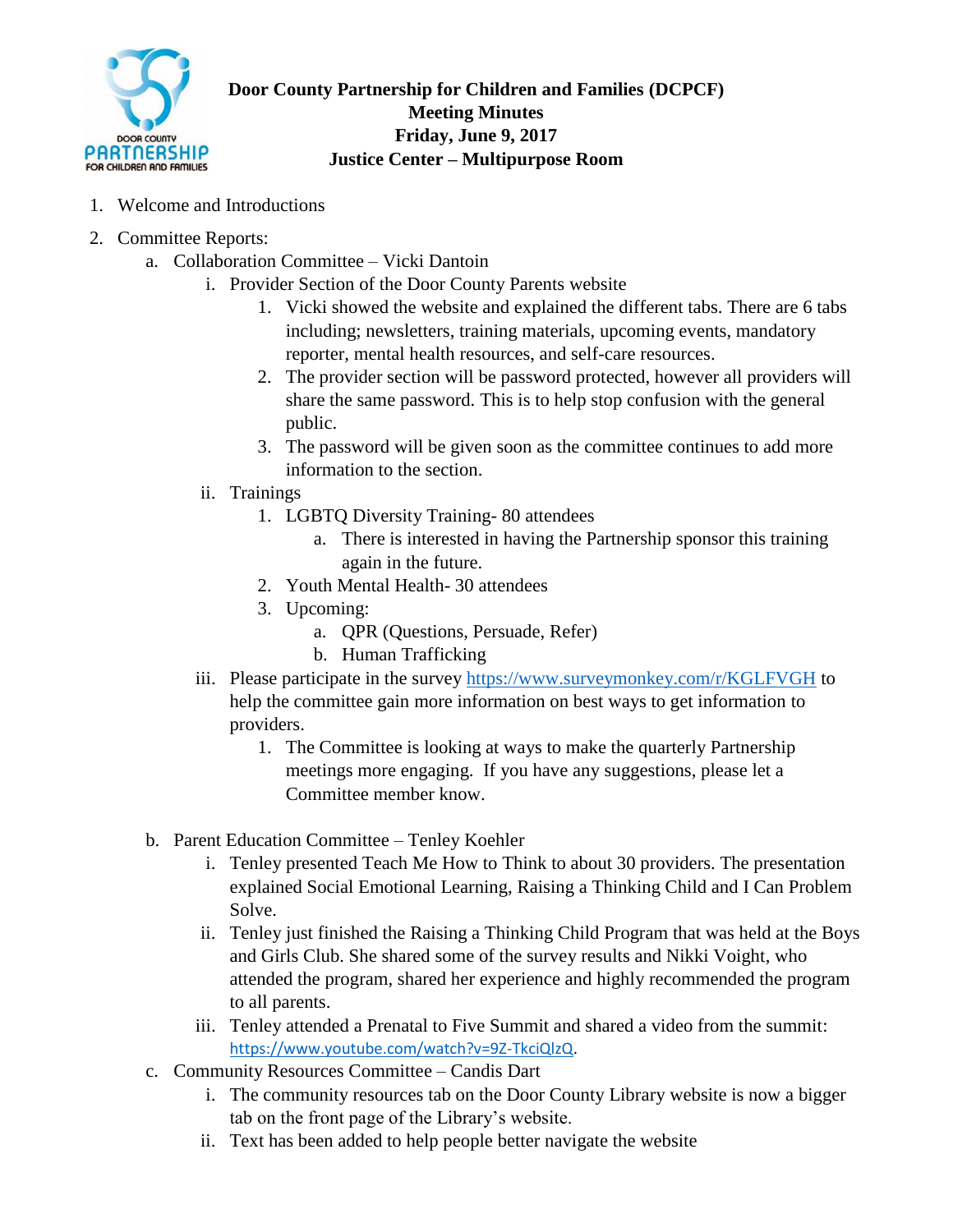# Door County Partnership for Children and Families (DCPCF)

## Meeting Minutes

**Friday, June 9, 2017**

**Justice Center – Multipurpose Room**

1. Welcome and Introductions
2. Committee Reports:
   a. Collaboration Committee – Vicki Dantoin
      i. Provider Section of the Door County Parents website
         1. Vicki showed the website and explained the different tabs. There are 6 tabs including; newsletters, training materials, upcoming events, mandatory reporter, mental health resources, and self-care resources.
         2. The provider section will be password protected, however all providers will share the same password. This is to help stop confusion with the general public.
         3. The password will be given soon as the committee continues to add more information to the section.

      ii. Trainings
         1. LGBTQ Diversity Training- 80 attendees
            a. There is interested in having the Partnership sponsor this training again in the future.
         2. Youth Mental Health- 30 attendees
         3. Upcoming:
            a. QPR (Questions, Persuade, Refer)
            b. Human Trafficking

      iii. Please participate in the survey https://www.surveymonkey.com/r/KGLFVGH to help the committee gain more information on best ways to get information to providers.
         1. The Committee is looking at ways to make the quarterly Partnership meetings more engaging. If you have any suggestions, please let a Committee member know.

   b. Parent Education Committee – Tenley Koehler
      i. Tenley presented Teach Me How to Think to about 30 providers. The presentation explained Social Emotional Learning, Raising a Thinking Child and I Can Problem Solve.
      ii. Tenley just finished the Raising a Thinking Child Program that was held at the Boys and Girls Club. She shared some of the survey results and Nikki Voight, who attended the program, shared her experience and highly recommended the program to all parents.
      iii. Tenley attended a Prenatal to Five Summit and shared a video from the summit: https://www.youtube.com/watch?v=9Z-TkciQlzQ.

   c. Community Resources Committee – Candis Dart
      i. The community resources tab on the Door County Library website is now a bigger tab on the front page of the Library's website.
      ii. Text has been added to help people better navigate the website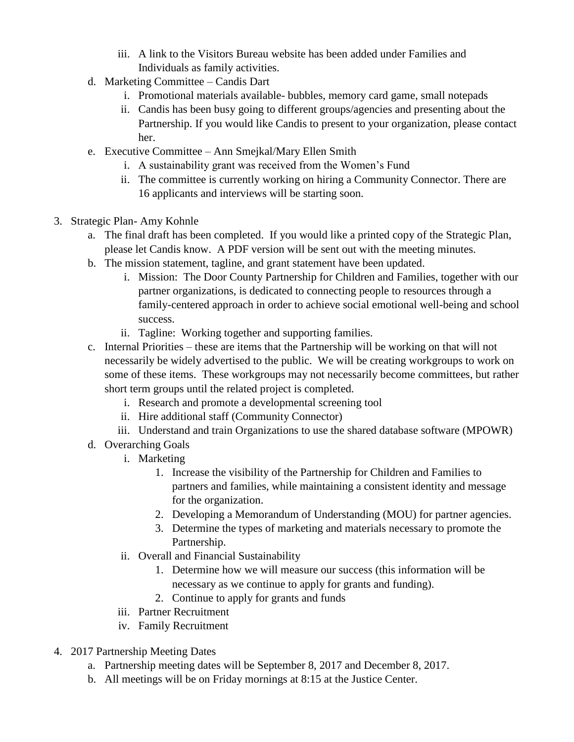iii. A link to the Visitors Bureau website has been added under Families and Individuals as family activities.

d. Marketing Committee – Candis Dart
   i. Promotional materials available- bubbles, memory card game, small notepads
   ii. Candis has been busy going to different groups/agencies and presenting about the Partnership. If you would like Candis to present to your organization, please contact her.

e. Executive Committee – Ann Smejkal/Mary Ellen Smith
   i. A sustainability grant was received from the Women's Fund
   ii. The committee is currently working on hiring a Community Connector. There are 16 applicants and interviews will be starting soon.

3. Strategic Plan- Amy Kohnle
   a. The final draft has been completed. If you would like a printed copy of the Strategic Plan, please let Candis know. A PDF version will be sent out with the meeting minutes.
   b. The mission statement, tagline, and grant statement have been updated.
      i. Mission: The Door County Partnership for Children and Families, together with our partner organizations, is dedicated to connecting people to resources through a family-centered approach in order to achieve social emotional well-being and school success.
      ii. Tagline: Working together and supporting families.
   c. Internal Priorities – these are items that the Partnership will be working on that will not necessarily be widely advertised to the public. We will be creating workgroups to work on some of these items. These workgroups may not necessarily become committees, but rather short term groups until the related project is completed.
      i. Research and promote a developmental screening tool
      ii. Hire additional staff (Community Connector)
      iii. Understand and train Organizations to use the shared database software (MPOWR)
   d. Overarching Goals
      i. Marketing
         1. Increase the visibility of the Partnership for Children and Families to partners and families, while maintaining a consistent identity and message for the organization.
         2. Developing a Memorandum of Understanding (MOU) for partner agencies.
         3. Determine the types of marketing and materials necessary to promote the Partnership.
      ii. Overall and Financial Sustainability
         1. Determine how we will measure our success (this information will be necessary as we continue to apply for grants and funding).
         2. Continue to apply for grants and funds
      iii. Partner Recruitment
      iv. Family Recruitment

4. 2017 Partnership Meeting Dates
   a. Partnership meeting dates will be September 8, 2017 and December 8, 2017.
   b. All meetings will be on Friday mornings at 8:15 at the Justice Center.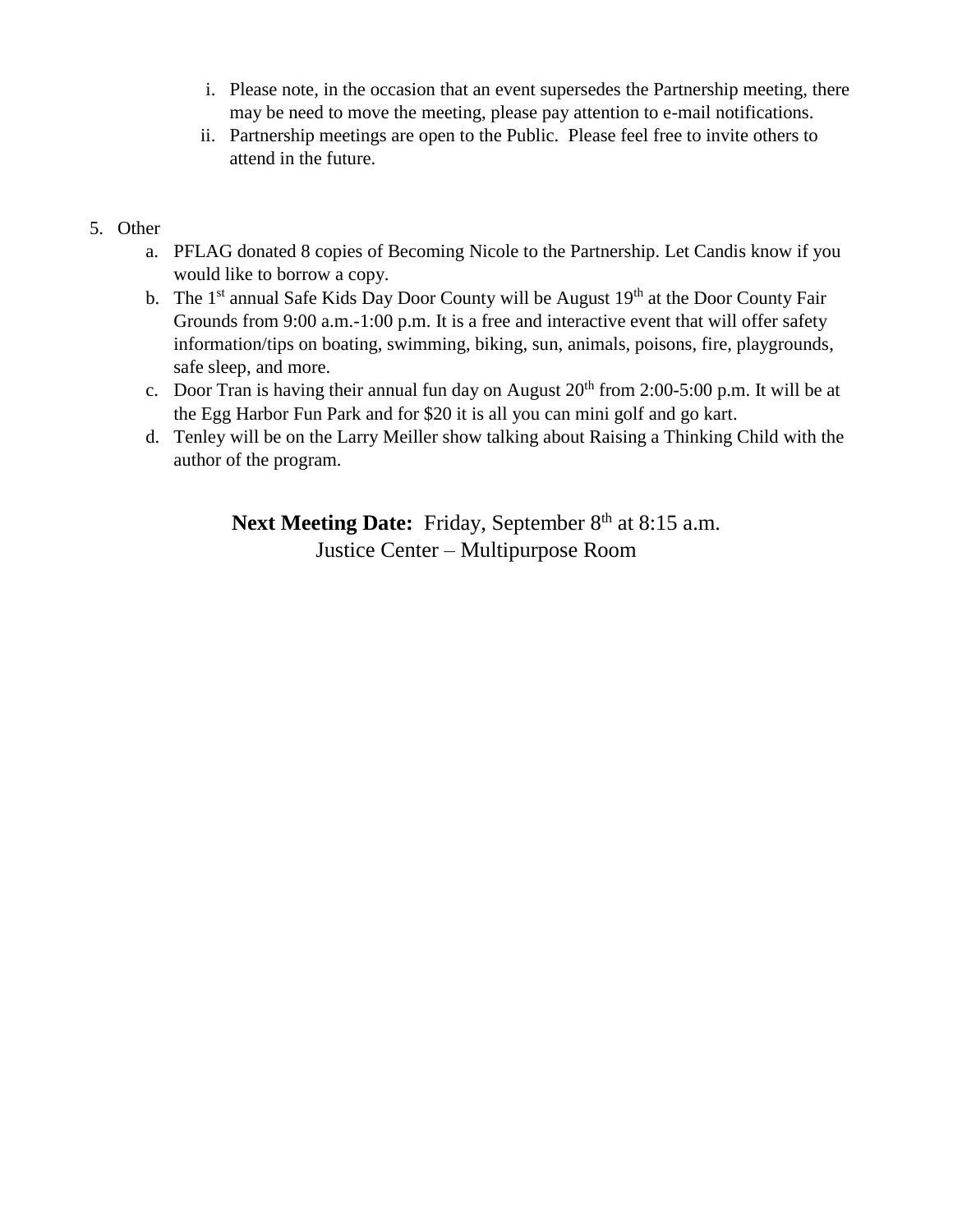i. Please note, in the occasion that an event supersedes the Partnership meeting, there may be need to move the meeting, please pay attention to e-mail notifications.
   ii. Partnership meetings are open to the Public. Please feel free to invite others to attend in the future.

5. Other
   a. PFLAG donated 8 copies of Becoming Nicole to the Partnership. Let Candis know if you would like to borrow a copy.
   b. The 1st annual Safe Kids Day Door County will be August 19th at the Door County Fair Grounds from 9:00 a.m.-1:00 p.m. It is a free and interactive event that will offer safety information/tips on boating, swimming, biking, sun, animals, poisons, fire, playgrounds, safe sleep, and more.
   c. Door Tran is having their annual fun day on August 20th from 2:00-5:00 p.m. It will be at the Egg Harbor Fun Park and for $20 it is all you can mini golf and go kart.
   d. Tenley will be on the Larry Meiller show talking about Raising a Thinking Child with the author of the program.

**Next Meeting Date:** Friday, September 8th at 8:15 a.m.
Justice Center – Multipurpose Room